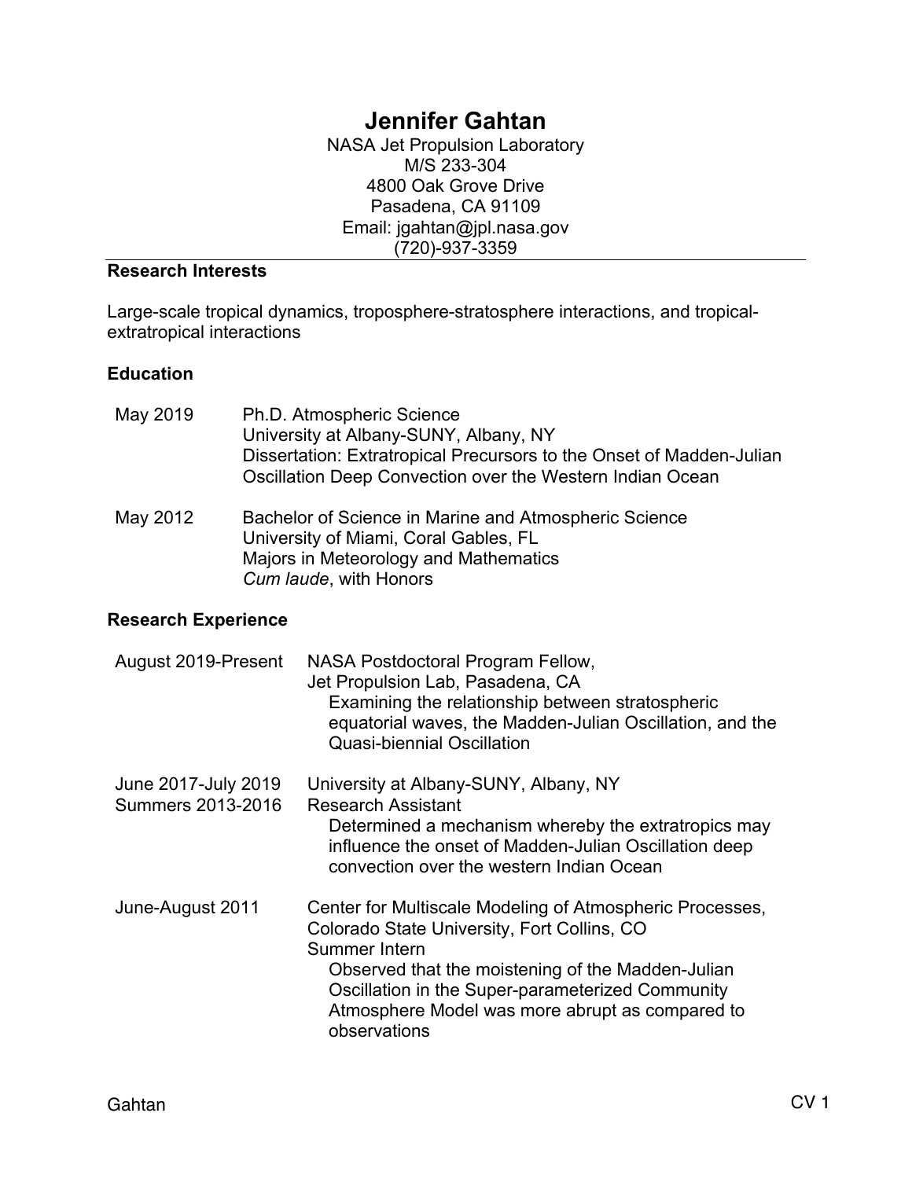# Jennifer Gahtan

NASA Jet Propulsion Laboratory
M/S 233-304
4800 Oak Grove Drive
Pasadena, CA 91109
Email: jgahtan@jpl.nasa.gov
(720)-937-3359

## Research Interests

Large-scale tropical dynamics, troposphere-stratosphere interactions, and tropical-extratropical interactions

## Education

| | |
|---|---|
| May 2019 | Ph.D. Atmospheric Science<br>University at Albany-SUNY, Albany, NY<br>Dissertation: Extratropical Precursors to the Onset of Madden-Julian Oscillation Deep Convection over the Western Indian Ocean |
| May 2012 | Bachelor of Science in Marine and Atmospheric Science<br>University of Miami, Coral Gables, FL<br>Majors in Meteorology and Mathematics<br>*Cum laude*, with Honors |

## Research Experience

| | |
|---|---|
| August 2019-Present | NASA Postdoctoral Program Fellow,<br>Jet Propulsion Lab, Pasadena, CA<br>Examining the relationship between stratospheric equatorial waves, the Madden-Julian Oscillation, and the Quasi-biennial Oscillation |
| June 2017-July 2019<br>Summers 2013-2016 | University at Albany-SUNY, Albany, NY<br>Research Assistant<br>Determined a mechanism whereby the extratropics may influence the onset of Madden-Julian Oscillation deep convection over the western Indian Ocean |
| June-August 2011 | Center for Multiscale Modeling of Atmospheric Processes, Colorado State University, Fort Collins, CO<br>Summer Intern<br>Observed that the moistening of the Madden-Julian Oscillation in the Super-parameterized Community Atmosphere Model was more abrupt as compared to observations |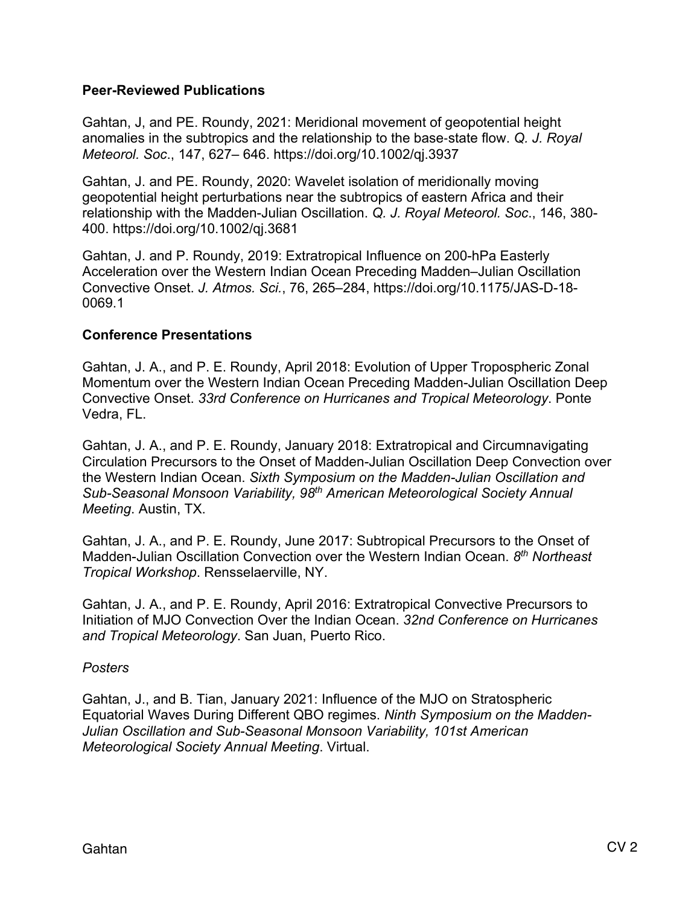**Peer-Reviewed Publications**

Gahtan, J, and PE. Roundy, 2021: Meridional movement of geopotential height anomalies in the subtropics and the relationship to the base-state flow. *Q. J. Royal Meteorol. Soc*., 147, 627– 646. https://doi.org/10.1002/qj.3937

Gahtan, J. and PE. Roundy, 2020: Wavelet isolation of meridionally moving geopotential height perturbations near the subtropics of eastern Africa and their relationship with the Madden-Julian Oscillation. *Q. J. Royal Meteorol. Soc*., 146, 380-400. https://doi.org/10.1002/qj.3681

Gahtan, J. and P. Roundy, 2019: Extratropical Influence on 200-hPa Easterly Acceleration over the Western Indian Ocean Preceding Madden–Julian Oscillation Convective Onset. *J. Atmos. Sci.*, 76, 265–284, https://doi.org/10.1175/JAS-D-18-0069.1

**Conference Presentations**

Gahtan, J. A., and P. E. Roundy, April 2018: Evolution of Upper Tropospheric Zonal Momentum over the Western Indian Ocean Preceding Madden-Julian Oscillation Deep Convective Onset. *33rd Conference on Hurricanes and Tropical Meteorology*. Ponte Vedra, FL.

Gahtan, J. A., and P. E. Roundy, January 2018: Extratropical and Circumnavigating Circulation Precursors to the Onset of Madden-Julian Oscillation Deep Convection over the Western Indian Ocean. *Sixth Symposium on the Madden-Julian Oscillation and Sub-Seasonal Monsoon Variability, 98th American Meteorological Society Annual Meeting*. Austin, TX.

Gahtan, J. A., and P. E. Roundy, June 2017: Subtropical Precursors to the Onset of Madden-Julian Oscillation Convection over the Western Indian Ocean. *8th Northeast Tropical Workshop*. Rensselaerville, NY.

Gahtan, J. A., and P. E. Roundy, April 2016: Extratropical Convective Precursors to Initiation of MJO Convection Over the Indian Ocean. *32nd Conference on Hurricanes and Tropical Meteorology*. San Juan, Puerto Rico.

*Posters*

Gahtan, J., and B. Tian, January 2021: Influence of the MJO on Stratospheric Equatorial Waves During Different QBO regimes. *Ninth Symposium on the Madden-Julian Oscillation and Sub-Seasonal Monsoon Variability, 101st American Meteorological Society Annual Meeting*. Virtual.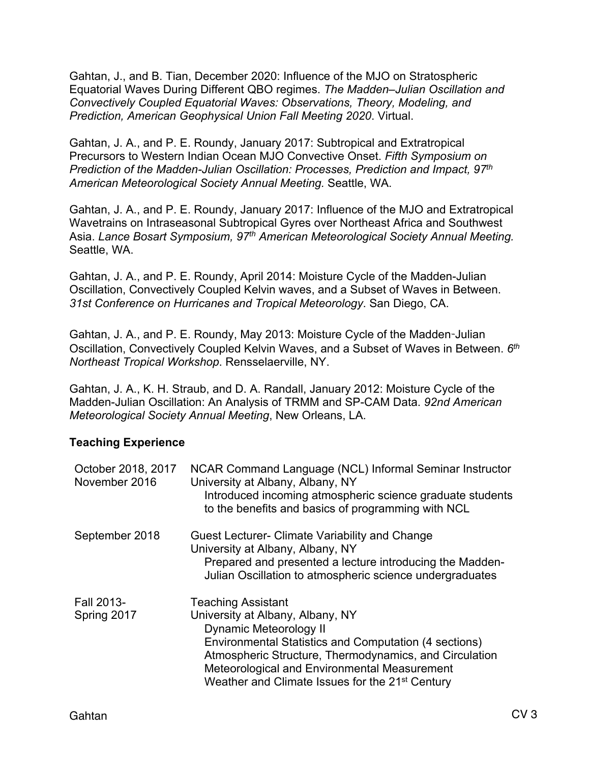Gahtan, J., and B. Tian, December 2020: Influence of the MJO on Stratospheric Equatorial Waves During Different QBO regimes. *The Madden–Julian Oscillation and Convectively Coupled Equatorial Waves: Observations, Theory, Modeling, and Prediction, American Geophysical Union Fall Meeting 2020*. Virtual.

Gahtan, J. A., and P. E. Roundy, January 2017: Subtropical and Extratropical Precursors to Western Indian Ocean MJO Convective Onset. *Fifth Symposium on Prediction of the Madden-Julian Oscillation: Processes, Prediction and Impact, 97th American Meteorological Society Annual Meeting.* Seattle, WA.

Gahtan, J. A., and P. E. Roundy, January 2017: Influence of the MJO and Extratropical Wavetrains on Intraseasonal Subtropical Gyres over Northeast Africa and Southwest Asia. *Lance Bosart Symposium, 97th American Meteorological Society Annual Meeting.* Seattle, WA.

Gahtan, J. A., and P. E. Roundy, April 2014: Moisture Cycle of the Madden-Julian Oscillation, Convectively Coupled Kelvin waves, and a Subset of Waves in Between. *31st Conference on Hurricanes and Tropical Meteorology*. San Diego, CA.

Gahtan, J. A., and P. E. Roundy, May 2013: Moisture Cycle of the Madden-Julian Oscillation, Convectively Coupled Kelvin Waves, and a Subset of Waves in Between. *6th Northeast Tropical Workshop*. Rensselaerville, NY.

Gahtan, J. A., K. H. Straub, and D. A. Randall, January 2012: Moisture Cycle of the Madden-Julian Oscillation: An Analysis of TRMM and SP-CAM Data. *92nd American Meteorological Society Annual Meeting*, New Orleans, LA.

**Teaching Experience**

| | |
|---|---|
| October 2018, 2017<br>November 2016 | NCAR Command Language (NCL) Informal Seminar Instructor<br>University at Albany, Albany, NY<br>Introduced incoming atmospheric science graduate students to the benefits and basics of programming with NCL |
| September 2018 | Guest Lecturer- Climate Variability and Change<br>University at Albany, Albany, NY<br>Prepared and presented a lecture introducing the Madden-Julian Oscillation to atmospheric science undergraduates |
| Fall 2013-<br>Spring 2017 | Teaching Assistant<br>University at Albany, Albany, NY<br>Dynamic Meteorology II<br>Environmental Statistics and Computation (4 sections)<br>Atmospheric Structure, Thermodynamics, and Circulation<br>Meteorological and Environmental Measurement<br>Weather and Climate Issues for the 21st Century |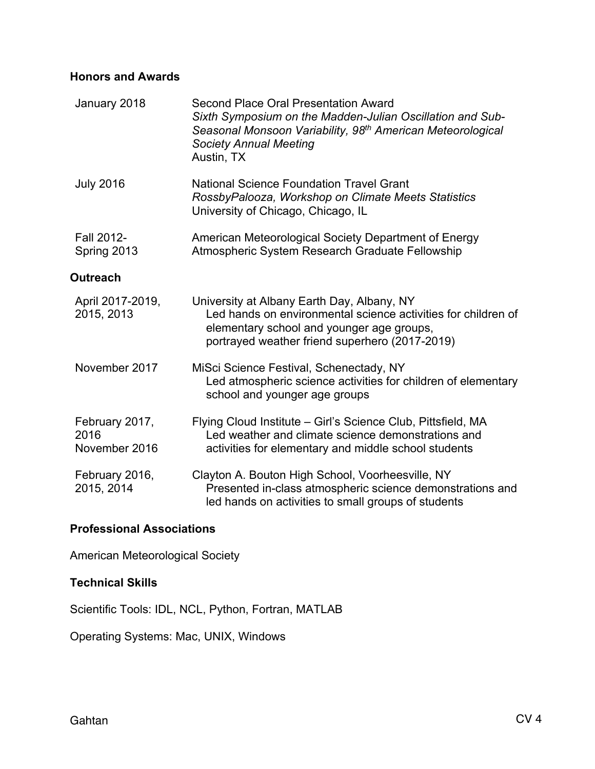## Honors and Awards

| | |
|---|---|
| January 2018 | Second Place Oral Presentation Award<br>*Sixth Symposium on the Madden-Julian Oscillation and Sub-Seasonal Monsoon Variability, 98th American Meteorological Society Annual Meeting*<br>Austin, TX |
| July 2016 | National Science Foundation Travel Grant<br>*RossbyPalooza, Workshop on Climate Meets Statistics*<br>University of Chicago, Chicago, IL |
| Fall 2012-<br>Spring 2013 | American Meteorological Society Department of Energy Atmospheric System Research Graduate Fellowship |

## Outreach

| | |
|---|---|
| April 2017-2019,<br>2015, 2013 | University at Albany Earth Day, Albany, NY<br>Led hands on environmental science activities for children of elementary school and younger age groups, portrayed weather friend superhero (2017-2019) |
| November 2017 | MiSci Science Festival, Schenectady, NY<br>Led atmospheric science activities for children of elementary school and younger age groups |
| February 2017,<br>2016<br>November 2016 | Flying Cloud Institute – Girl's Science Club, Pittsfield, MA<br>Led weather and climate science demonstrations and activities for elementary and middle school students |
| February 2016,<br>2015, 2014 | Clayton A. Bouton High School, Voorheesville, NY<br>Presented in-class atmospheric science demonstrations and led hands on activities to small groups of students |

## Professional Associations

American Meteorological Society

## Technical Skills

Scientific Tools: IDL, NCL, Python, Fortran, MATLAB

Operating Systems: Mac, UNIX, Windows